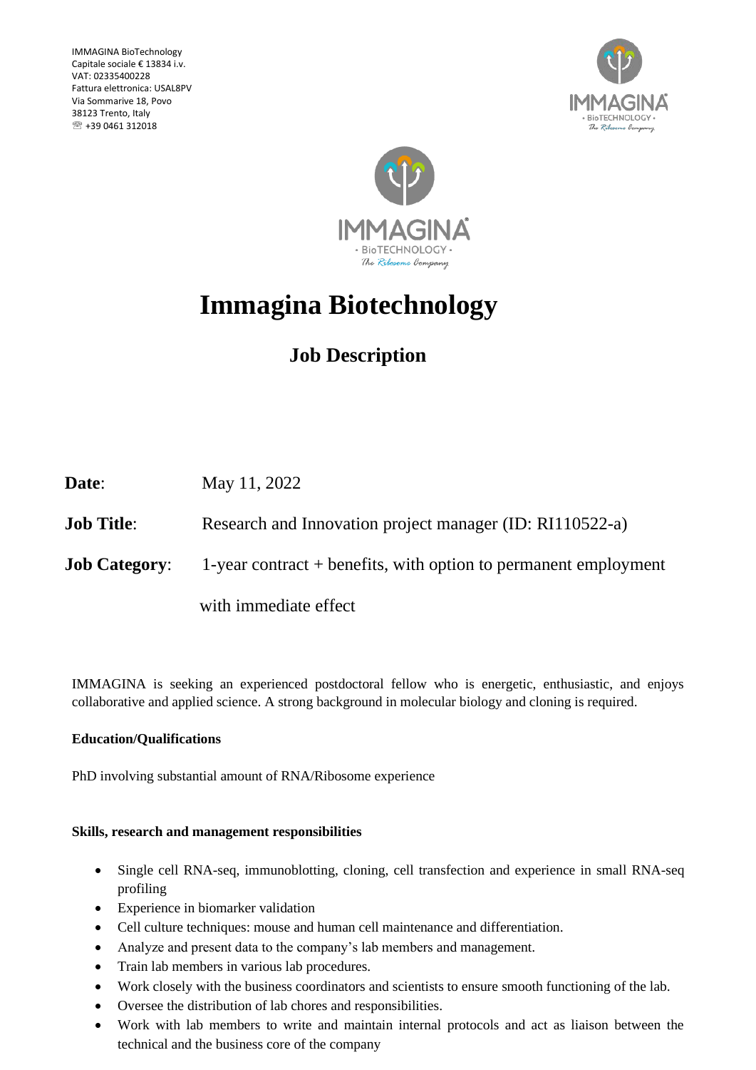IMMAGINA BioTechnology
Capitale sociale € 13834 i.v.
VAT: 02335400228
Fattura elettronica: USAL8PV
Via Sommarive 18, Povo
38123 Trento, Italy
☏ +39 0461 312018

# Immagina Biotechnology

## Job Description

**Date**: May 11, 2022

**Job Title**: Research and Innovation project manager (ID: RI110522-a)

**Job Category**: 1-year contract + benefits, with option to permanent employment with immediate effect

IMMAGINA is seeking an experienced postdoctoral fellow who is energetic, enthusiastic, and enjoys collaborative and applied science. A strong background in molecular biology and cloning is required.

**Education/Qualifications**

PhD involving substantial amount of RNA/Ribosome experience

**Skills, research and management responsibilities**

- Single cell RNA-seq, immunoblotting, cloning, cell transfection and experience in small RNA-seq profiling
- Experience in biomarker validation
- Cell culture techniques: mouse and human cell maintenance and differentiation.
- Analyze and present data to the company's lab members and management.
- Train lab members in various lab procedures.
- Work closely with the business coordinators and scientists to ensure smooth functioning of the lab.
- Oversee the distribution of lab chores and responsibilities.
- Work with lab members to write and maintain internal protocols and act as liaison between the technical and the business core of the company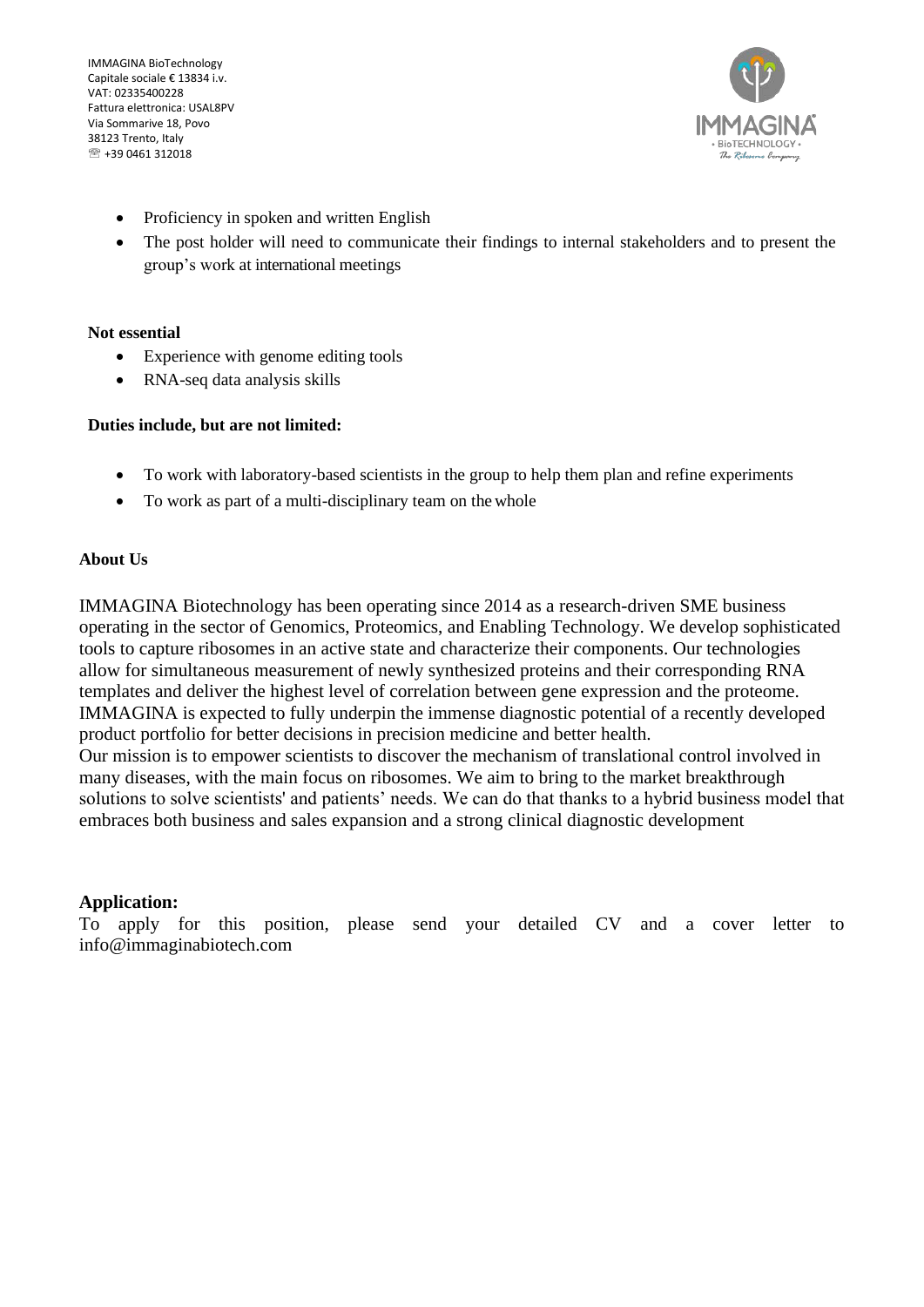- Proficiency in spoken and written English
- The post holder will need to communicate their findings to internal stakeholders and to present the group's work at international meetings

**Not essential**

- Experience with genome editing tools
- RNA-seq data analysis skills

**Duties include, but are not limited:**

- To work with laboratory-based scientists in the group to help them plan and refine experiments
- To work as part of a multi-disciplinary team on the whole

**About Us**

IMMAGINA Biotechnology has been operating since 2014 as a research-driven SME business operating in the sector of Genomics, Proteomics, and Enabling Technology. We develop sophisticated tools to capture ribosomes in an active state and characterize their components. Our technologies allow for simultaneous measurement of newly synthesized proteins and their corresponding RNA templates and deliver the highest level of correlation between gene expression and the proteome. IMMAGINA is expected to fully underpin the immense diagnostic potential of a recently developed product portfolio for better decisions in precision medicine and better health.
Our mission is to empower scientists to discover the mechanism of translational control involved in many diseases, with the main focus on ribosomes. We aim to bring to the market breakthrough solutions to solve scientists' and patients' needs. We can do that thanks to a hybrid business model that embraces both business and sales expansion and a strong clinical diagnostic development

**Application:**

To apply for this position, please send your detailed CV and a cover letter to info@immaginabiotech.com